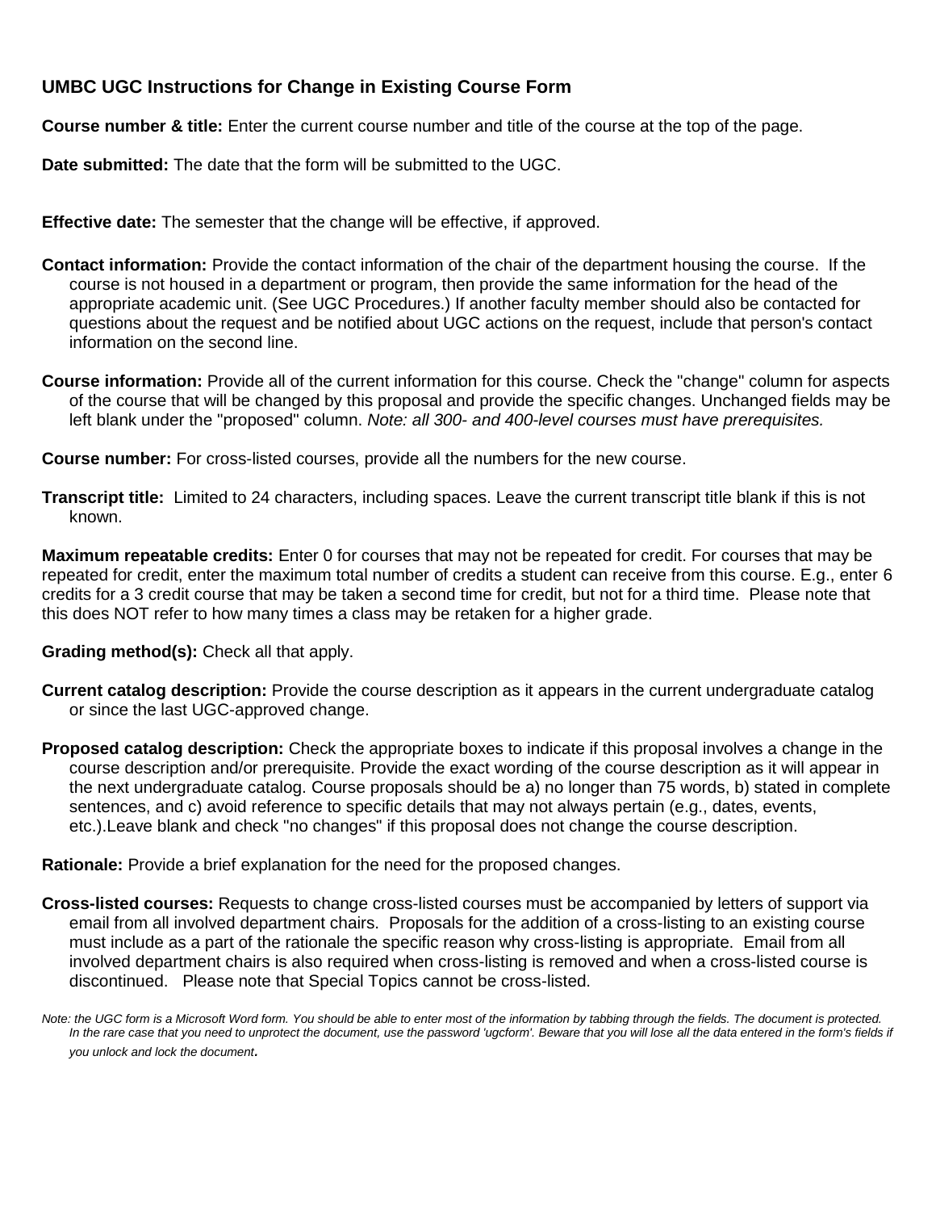## UMBC UGC Instructions for Change in Existing Course Form

**Course number & title:** Enter the current course number and title of the course at the top of the page.

**Date submitted:** The date that the form will be submitted to the UGC.

**Effective date:** The semester that the change will be effective, if approved.

**Contact information:** Provide the contact information of the chair of the department housing the course. If the course is not housed in a department or program, then provide the same information for the head of the appropriate academic unit. (See UGC Procedures.) If another faculty member should also be contacted for questions about the request and be notified about UGC actions on the request, include that person's contact information on the second line.

**Course information:** Provide all of the current information for this course. Check the "change" column for aspects of the course that will be changed by this proposal and provide the specific changes. Unchanged fields may be left blank under the "proposed" column. *Note: all 300- and 400-level courses must have prerequisites.*

**Course number:** For cross-listed courses, provide all the numbers for the new course.

**Transcript title:** Limited to 24 characters, including spaces. Leave the current transcript title blank if this is not known.

**Maximum repeatable credits:** Enter 0 for courses that may not be repeated for credit. For courses that may be repeated for credit, enter the maximum total number of credits a student can receive from this course. E.g., enter 6 credits for a 3 credit course that may be taken a second time for credit, but not for a third time. Please note that this does NOT refer to how many times a class may be retaken for a higher grade.

**Grading method(s):** Check all that apply.

**Current catalog description:** Provide the course description as it appears in the current undergraduate catalog or since the last UGC-approved change.

**Proposed catalog description:** Check the appropriate boxes to indicate if this proposal involves a change in the course description and/or prerequisite. Provide the exact wording of the course description as it will appear in the next undergraduate catalog. Course proposals should be a) no longer than 75 words, b) stated in complete sentences, and c) avoid reference to specific details that may not always pertain (e.g., dates, events, etc.).Leave blank and check "no changes" if this proposal does not change the course description.

**Rationale:** Provide a brief explanation for the need for the proposed changes.

**Cross-listed courses:** Requests to change cross-listed courses must be accompanied by letters of support via email from all involved department chairs. Proposals for the addition of a cross-listing to an existing course must include as a part of the rationale the specific reason why cross-listing is appropriate. Email from all involved department chairs is also required when cross-listing is removed and when a cross-listed course is discontinued. Please note that Special Topics cannot be cross-listed.

*Note: the UGC form is a Microsoft Word form. You should be able to enter most of the information by tabbing through the fields. The document is protected. In the rare case that you need to unprotect the document, use the password 'ugcform'. Beware that you will lose all the data entered in the form's fields if you unlock and lock the document.*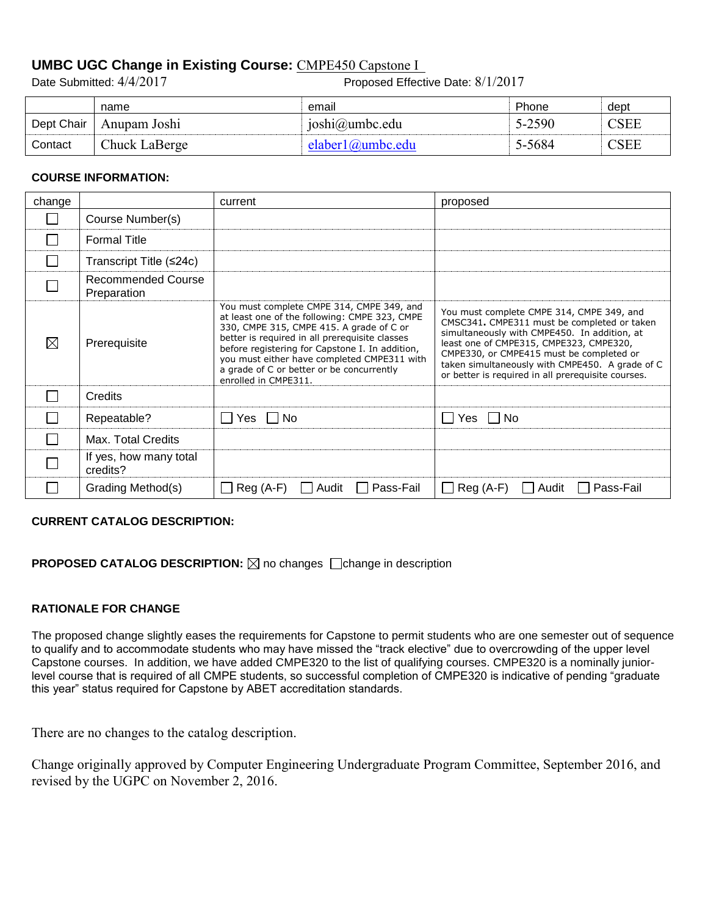## UMBC UGC Change in Existing Course: CMPE450 Capstone I

Date Submitted: 4/4/2017 Proposed Effective Date: 8/1/2017

| | name | email | Phone | dept |
|---|---|---|---|---|
| Dept Chair | Anupam Joshi | joshi@umbc.edu | 5-2590 | CSEE |
| Contact | Chuck LaBerge | elaber1@umbc.edu | 5-5684 | CSEE |

**COURSE INFORMATION:**

| change | | current | proposed |
|---|---|---|---|
| ☐ | Course Number(s) | | |
| ☐ | Formal Title | | |
| ☐ | Transcript Title (≤24c) | | |
| ☐ | Recommended Course Preparation | | |
| ☒ | Prerequisite | You must complete CMPE 314, CMPE 349, and at least one of the following: CMPE 323, CMPE 330, CMPE 315, CMPE 415. A grade of C or better is required in all prerequisite classes before registering for Capstone I. In addition, you must either have completed CMPE311 with a grade of C or better or be concurrently enrolled in CMPE311. | You must complete CMPE 314, CMPE 349, and CMSC341. CMPE311 must be completed or taken simultaneously with CMPE450. In addition, at least one of CMPE315, CMPE323, CMPE320, CMPE330, or CMPE415 must be completed or taken simultaneously with CMPE450. A grade of C or better is required in all prerequisite courses. |
| ☐ | Credits | | |
| ☐ | Repeatable? | ☐ Yes ☐ No | ☐ Yes ☐ No |
| ☐ | Max. Total Credits | | |
| ☐ | If yes, how many total credits? | | |
| ☐ | Grading Method(s) | ☐ Reg (A-F) ☐ Audit ☐ Pass-Fail | ☐ Reg (A-F) ☐ Audit ☐ Pass-Fail |

**CURRENT CATALOG DESCRIPTION:**

**PROPOSED CATALOG DESCRIPTION:** ☒ no changes ☐ change in description

**RATIONALE FOR CHANGE**

The proposed change slightly eases the requirements for Capstone to permit students who are one semester out of sequence to qualify and to accommodate students who may have missed the "track elective" due to overcrowding of the upper level Capstone courses. In addition, we have added CMPE320 to the list of qualifying courses. CMPE320 is a nominally junior-level course that is required of all CMPE students, so successful completion of CMPE320 is indicative of pending "graduate this year" status required for Capstone by ABET accreditation standards.

There are no changes to the catalog description.

Change originally approved by Computer Engineering Undergraduate Program Committee, September 2016, and revised by the UGPC on November 2, 2016.